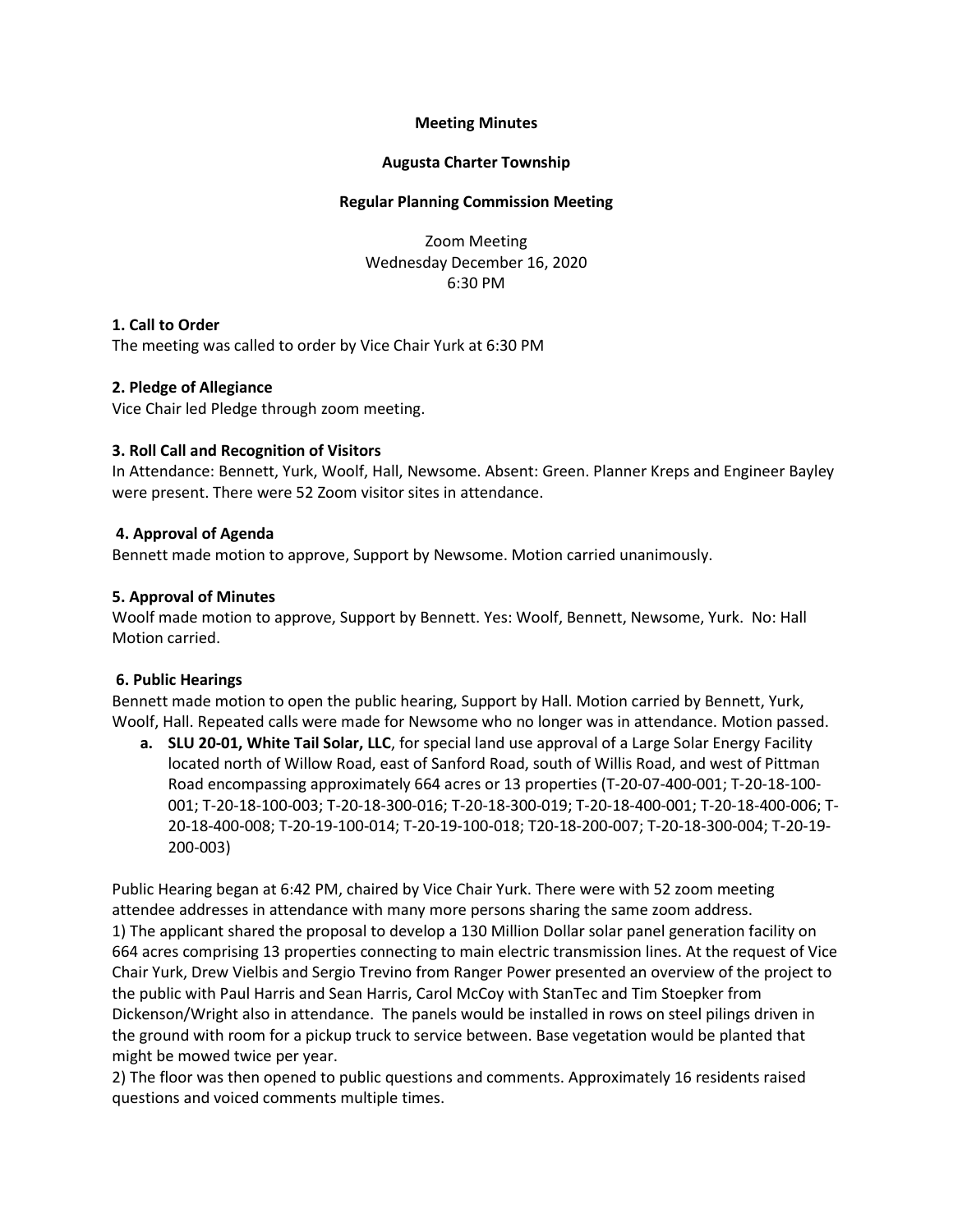**Meeting Minutes**

**Augusta Charter Township**

**Regular Planning Commission Meeting**

Zoom Meeting
Wednesday December 16, 2020
6:30 PM

**1. Call to Order**

The meeting was called to order by Vice Chair Yurk at 6:30 PM

**2. Pledge of Allegiance**

Vice Chair led Pledge through zoom meeting.

**3. Roll Call and Recognition of Visitors**

In Attendance: Bennett, Yurk, Woolf, Hall, Newsome. Absent: Green. Planner Kreps and Engineer Bayley were present. There were 52 Zoom visitor sites in attendance.

**4. Approval of Agenda**

Bennett made motion to approve, Support by Newsome. Motion carried unanimously.

**5. Approval of Minutes**

Woolf made motion to approve, Support by Bennett. Yes: Woolf, Bennett, Newsome, Yurk. No: Hall Motion carried.

**6. Public Hearings**

Bennett made motion to open the public hearing, Support by Hall. Motion carried by Bennett, Yurk, Woolf, Hall. Repeated calls were made for Newsome who no longer was in attendance. Motion passed.

**a. SLU 20-01, White Tail Solar, LLC**, for special land use approval of a Large Solar Energy Facility located north of Willow Road, east of Sanford Road, south of Willis Road, and west of Pittman Road encompassing approximately 664 acres or 13 properties (T-20-07-400-001; T-20-18-100-001; T-20-18-100-003; T-20-18-300-016; T-20-18-300-019; T-20-18-400-001; T-20-18-400-006; T-20-18-400-008; T-20-19-100-014; T-20-19-100-018; T20-18-200-007; T-20-18-300-004; T-20-19-200-003)

Public Hearing began at 6:42 PM, chaired by Vice Chair Yurk. There were with 52 zoom meeting attendee addresses in attendance with many more persons sharing the same zoom address.

1) The applicant shared the proposal to develop a 130 Million Dollar solar panel generation facility on 664 acres comprising 13 properties connecting to main electric transmission lines. At the request of Vice Chair Yurk, Drew Vielbis and Sergio Trevino from Ranger Power presented an overview of the project to the public with Paul Harris and Sean Harris, Carol McCoy with StanTec and Tim Stoepker from Dickenson/Wright also in attendance. The panels would be installed in rows on steel pilings driven in the ground with room for a pickup truck to service between. Base vegetation would be planted that might be mowed twice per year.

2) The floor was then opened to public questions and comments. Approximately 16 residents raised questions and voiced comments multiple times.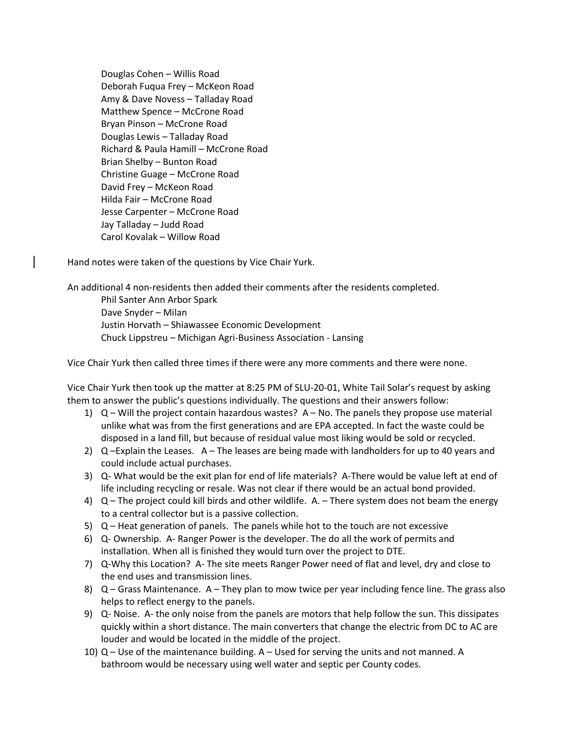Douglas Cohen – Willis Road
Deborah Fuqua Frey – McKeon Road
Amy & Dave Novess – Talladay Road
Matthew Spence – McCrone Road
Bryan Pinson – McCrone Road
Douglas Lewis – Talladay Road
Richard & Paula Hamill – McCrone Road
Brian Shelby – Bunton Road
Christine Guage – McCrone Road
David Frey – McKeon Road
Hilda Fair – McCrone Road
Jesse Carpenter – McCrone Road
Jay Talladay – Judd Road
Carol Kovalak – Willow Road

Hand notes were taken of the questions by Vice Chair Yurk.

An additional 4 non-residents then added their comments after the residents completed.

Phil Santer Ann Arbor Spark
Dave Snyder – Milan
Justin Horvath – Shiawassee Economic Development
Chuck Lippstreu – Michigan Agri-Business Association - Lansing

Vice Chair Yurk then called three times if there were any more comments and there were none.

Vice Chair Yurk then took up the matter at 8:25 PM of SLU-20-01, White Tail Solar's request by asking them to answer the public's questions individually. The questions and their answers follow:

1) Q – Will the project contain hazardous wastes? A – No. The panels they propose use material unlike what was from the first generations and are EPA accepted. In fact the waste could be disposed in a land fill, but because of residual value most liking would be sold or recycled.
2) Q –Explain the Leases. A – The leases are being made with landholders for up to 40 years and could include actual purchases.
3) Q- What would be the exit plan for end of life materials? A-There would be value left at end of life including recycling or resale. Was not clear if there would be an actual bond provided.
4) Q – The project could kill birds and other wildlife. A. – There system does not beam the energy to a central collector but is a passive collection.
5) Q – Heat generation of panels. The panels while hot to the touch are not excessive
6) Q- Ownership. A- Ranger Power is the developer. The do all the work of permits and installation. When all is finished they would turn over the project to DTE.
7) Q-Why this Location? A- The site meets Ranger Power need of flat and level, dry and close to the end uses and transmission lines.
8) Q – Grass Maintenance. A – They plan to mow twice per year including fence line. The grass also helps to reflect energy to the panels.
9) Q- Noise. A- the only noise from the panels are motors that help follow the sun. This dissipates quickly within a short distance. The main converters that change the electric from DC to AC are louder and would be located in the middle of the project.
10) Q – Use of the maintenance building. A – Used for serving the units and not manned. A bathroom would be necessary using well water and septic per County codes.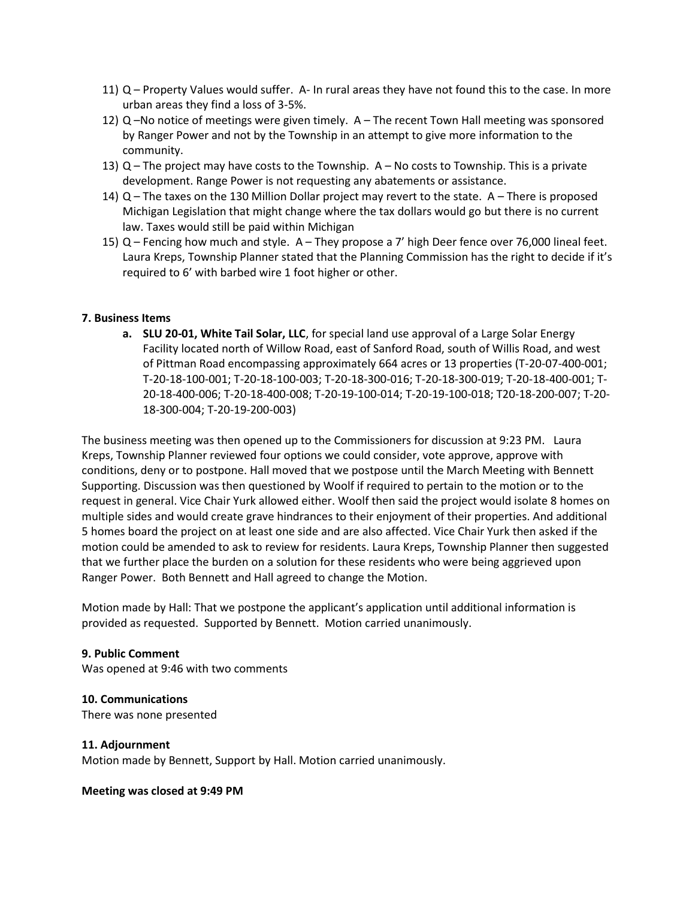11) Q – Property Values would suffer. A- In rural areas they have not found this to the case. In more urban areas they find a loss of 3-5%.
12) Q –No notice of meetings were given timely. A – The recent Town Hall meeting was sponsored by Ranger Power and not by the Township in an attempt to give more information to the community.
13) Q – The project may have costs to the Township. A – No costs to Township. This is a private development. Range Power is not requesting any abatements or assistance.
14) Q – The taxes on the 130 Million Dollar project may revert to the state. A – There is proposed Michigan Legislation that might change where the tax dollars would go but there is no current law. Taxes would still be paid within Michigan
15) Q – Fencing how much and style. A – They propose a 7' high Deer fence over 76,000 lineal feet. Laura Kreps, Township Planner stated that the Planning Commission has the right to decide if it's required to 6' with barbed wire 1 foot higher or other.

**7. Business Items**

a. **SLU 20-01, White Tail Solar, LLC**, for special land use approval of a Large Solar Energy Facility located north of Willow Road, east of Sanford Road, south of Willis Road, and west of Pittman Road encompassing approximately 664 acres or 13 properties (T-20-07-400-001; T-20-18-100-001; T-20-18-100-003; T-20-18-300-016; T-20-18-300-019; T-20-18-400-001; T-20-18-400-006; T-20-18-400-008; T-20-19-100-014; T-20-19-100-018; T20-18-200-007; T-20-18-300-004; T-20-19-200-003)

The business meeting was then opened up to the Commissioners for discussion at 9:23 PM. Laura Kreps, Township Planner reviewed four options we could consider, vote approve, approve with conditions, deny or to postpone. Hall moved that we postpose until the March Meeting with Bennett Supporting. Discussion was then questioned by Woolf if required to pertain to the motion or to the request in general. Vice Chair Yurk allowed either. Woolf then said the project would isolate 8 homes on multiple sides and would create grave hindrances to their enjoyment of their properties. And additional 5 homes board the project on at least one side and are also affected. Vice Chair Yurk then asked if the motion could be amended to ask to review for residents. Laura Kreps, Township Planner then suggested that we further place the burden on a solution for these residents who were being aggrieved upon Ranger Power. Both Bennett and Hall agreed to change the Motion.

Motion made by Hall: That we postpone the applicant's application until additional information is provided as requested. Supported by Bennett. Motion carried unanimously.

**9. Public Comment**

Was opened at 9:46 with two comments

**10. Communications**

There was none presented

**11. Adjournment**

Motion made by Bennett, Support by Hall. Motion carried unanimously.

**Meeting was closed at 9:49 PM**